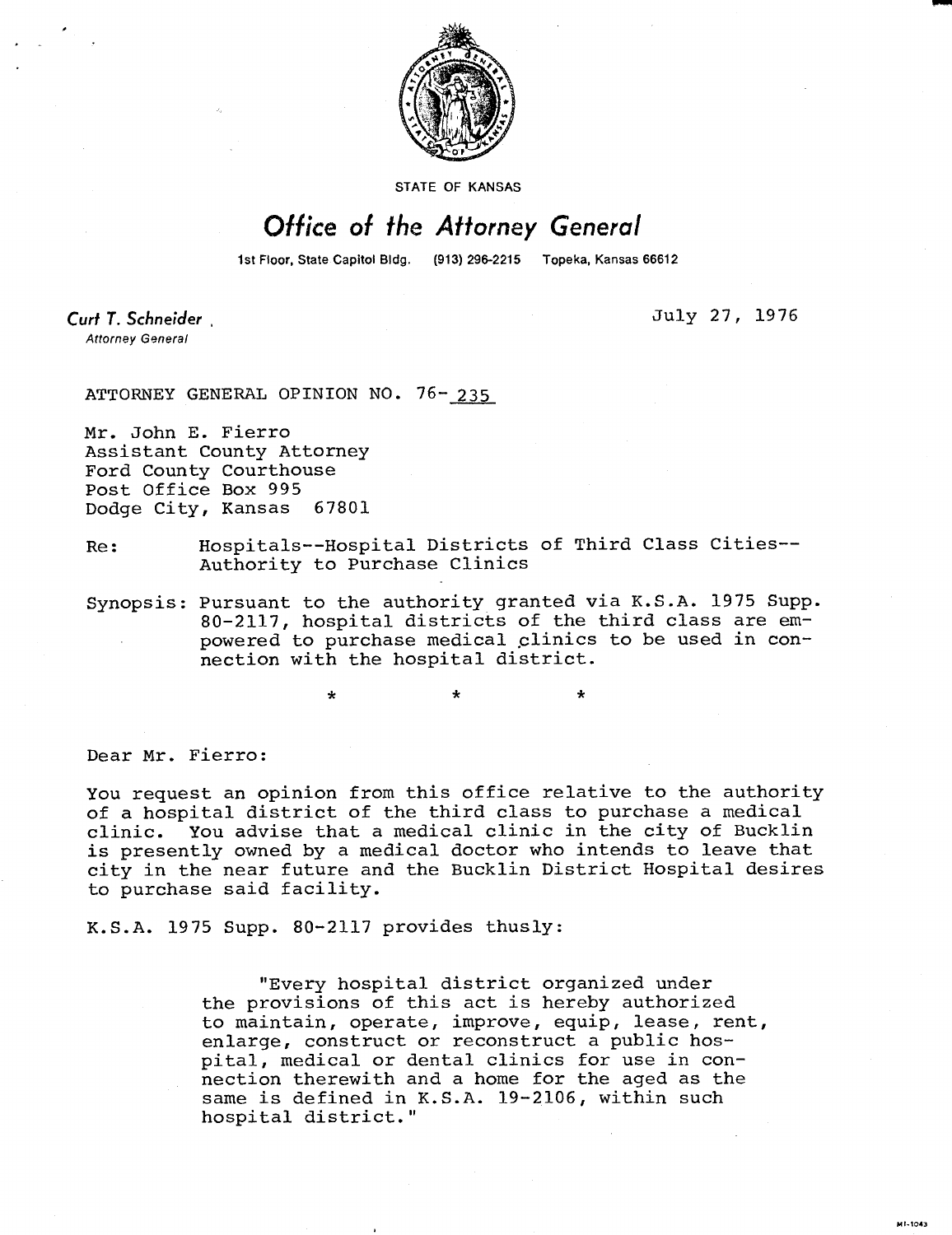STATE OF KANSAS

# Office of the Attorney General

1st Floor, State Capitol Bldg. (913) 296-2215 Topeka, Kansas 66612

**Curt T. Schneider**, 
*Attorney General*

July 27, 1976

ATTORNEY GENERAL OPINION NO. 76-235

Mr. John E. Fierro
Assistant County Attorney
Ford County Courthouse
Post Office Box 995
Dodge City, Kansas 67801

Re: Hospitals--Hospital Districts of Third Class Cities--Authority to Purchase Clinics

Synopsis: Pursuant to the authority granted via K.S.A. 1975 Supp. 80-2117, hospital districts of the third class are empowered to purchase medical clinics to be used in connection with the hospital district.

\* \* \*

Dear Mr. Fierro:

You request an opinion from this office relative to the authority of a hospital district of the third class to purchase a medical clinic. You advise that a medical clinic in the city of Bucklin is presently owned by a medical doctor who intends to leave that city in the near future and the Bucklin District Hospital desires to purchase said facility.

K.S.A. 1975 Supp. 80-2117 provides thusly:

> "Every hospital district organized under the provisions of this act is hereby authorized to maintain, operate, improve, equip, lease, rent, enlarge, construct or reconstruct a public hospital, medical or dental clinics for use in connection therewith and a home for the aged as the same is defined in K.S.A. 19-2106, within such hospital district."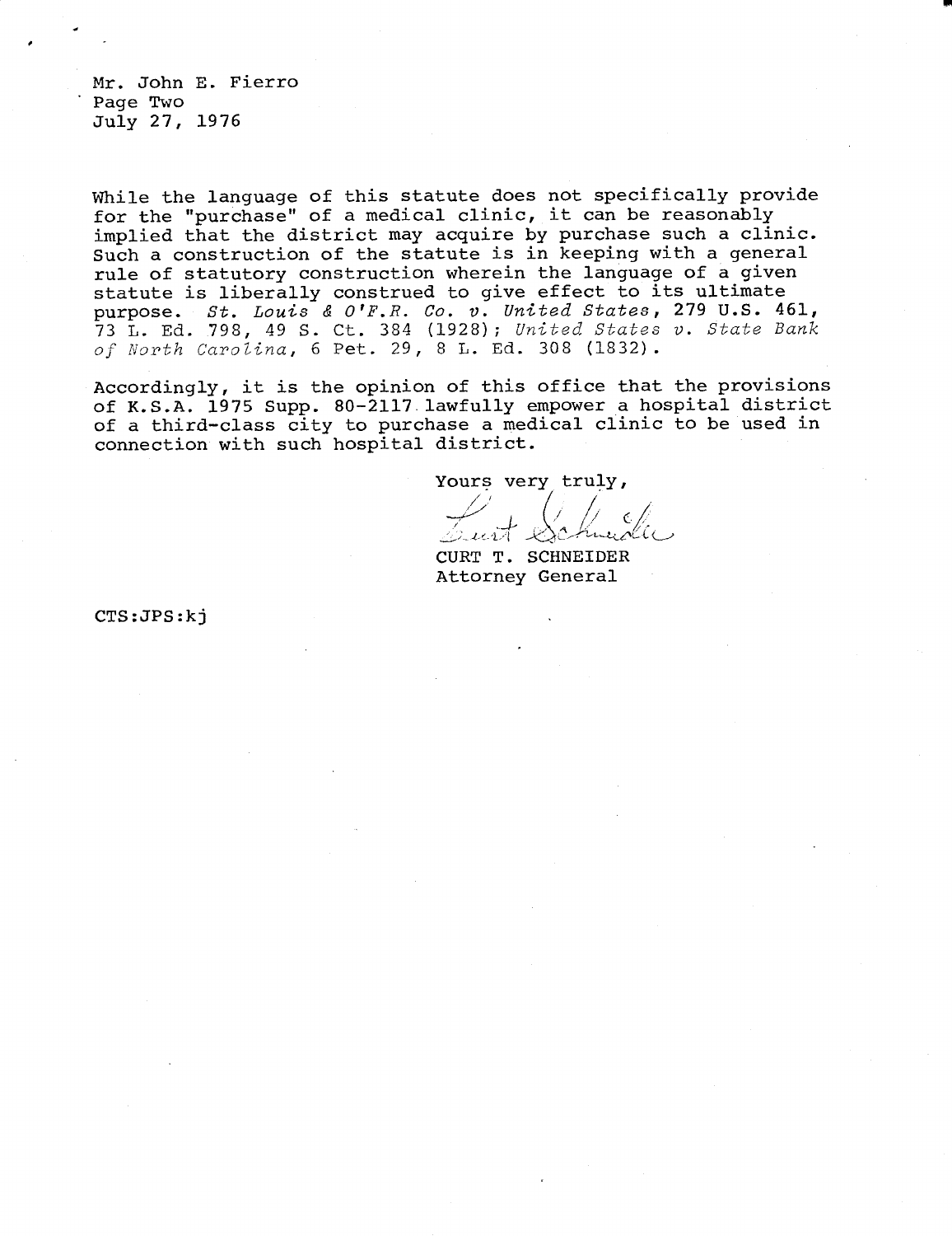Mr. John E. Fierro
Page Two
July 27, 1976

While the language of this statute does not specifically provide for the "purchase" of a medical clinic, it can be reasonably implied that the district may acquire by purchase such a clinic. Such a construction of the statute is in keeping with a general rule of statutory construction wherein the language of a given statute is liberally construed to give effect to its ultimate purpose. *St. Louis & O'F.R. Co. v. United States*, 279 U.S. 461, 73 L. Ed. 798, 49 S. Ct. 384 (1928); *United States v. State Bank of North Carolina*, 6 Pet. 29, 8 L. Ed. 308 (1832).

Accordingly, it is the opinion of this office that the provisions of K.S.A. 1975 Supp. 80-2117 lawfully empower a hospital district of a third-class city to purchase a medical clinic to be used in connection with such hospital district.

Yours very truly,

CURT T. SCHNEIDER
Attorney General

CTS:JPS:kj